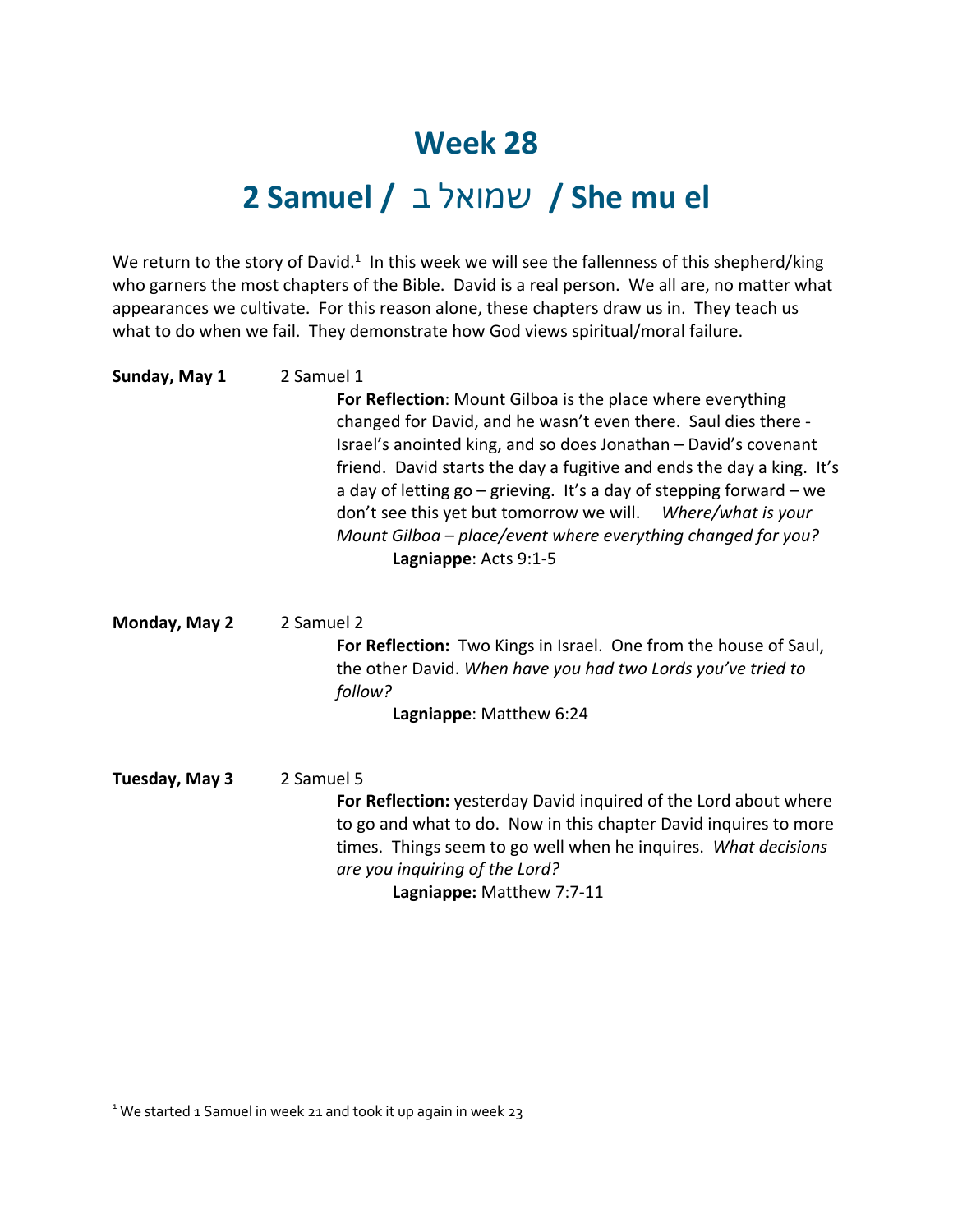# Week 28

## 2 Samuel / שמואל ב / She mu el

We return to the story of David.[1] In this week we will see the fallenness of this shepherd/king who garners the most chapters of the Bible. David is a real person. We all are, no matter what appearances we cultivate. For this reason alone, these chapters draw us in. They teach us what to do when we fail. They demonstrate how God views spiritual/moral failure.

**Sunday, May 1** 2 Samuel 1

**For Reflection**: Mount Gilboa is the place where everything changed for David, and he wasn't even there. Saul dies there - Israel's anointed king, and so does Jonathan – David's covenant friend. David starts the day a fugitive and ends the day a king. It's a day of letting go – grieving. It's a day of stepping forward – we don't see this yet but tomorrow we will. *Where/what is your Mount Gilboa – place/event where everything changed for you?*

**Lagniappe**: Acts 9:1-5

**Monday, May 2** 2 Samuel 2

**For Reflection:** Two Kings in Israel. One from the house of Saul, the other David. *When have you had two Lords you've tried to follow?*

**Lagniappe**: Matthew 6:24

**Tuesday, May 3** 2 Samuel 5

**For Reflection:** yesterday David inquired of the Lord about where to go and what to do. Now in this chapter David inquires to more times. Things seem to go well when he inquires. *What decisions are you inquiring of the Lord?*

**Lagniappe:** Matthew 7:7-11

---

[1] We started 1 Samuel in week 21 and took it up again in week 23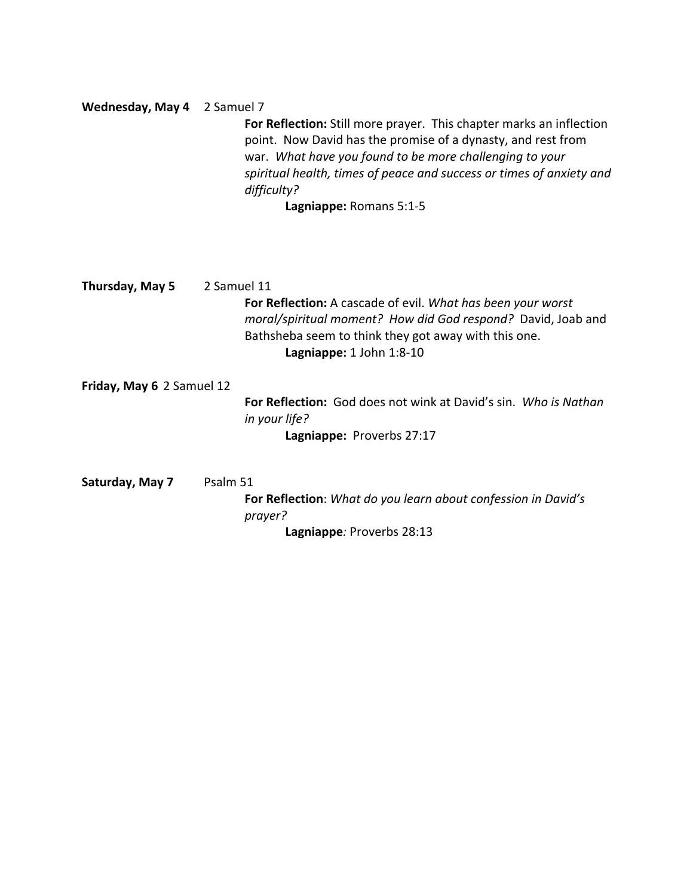**Wednesday, May 4** 2 Samuel 7

**For Reflection:** Still more prayer. This chapter marks an inflection point. Now David has the promise of a dynasty, and rest from war. *What have you found to be more challenging to your spiritual health, times of peace and success or times of anxiety and difficulty?*

**Lagniappe:** Romans 5:1-5

**Thursday, May 5** 2 Samuel 11

**For Reflection:** A cascade of evil. *What has been your worst moral/spiritual moment? How did God respond?* David, Joab and Bathsheba seem to think they got away with this one.

**Lagniappe:** 1 John 1:8-10

**Friday, May 6** 2 Samuel 12

**For Reflection:** God does not wink at David's sin. *Who is Nathan in your life?*

**Lagniappe:** Proverbs 27:17

**Saturday, May 7** Psalm 51

**For Reflection**: *What do you learn about confession in David's prayer?*

**Lagniappe***:* Proverbs 28:13